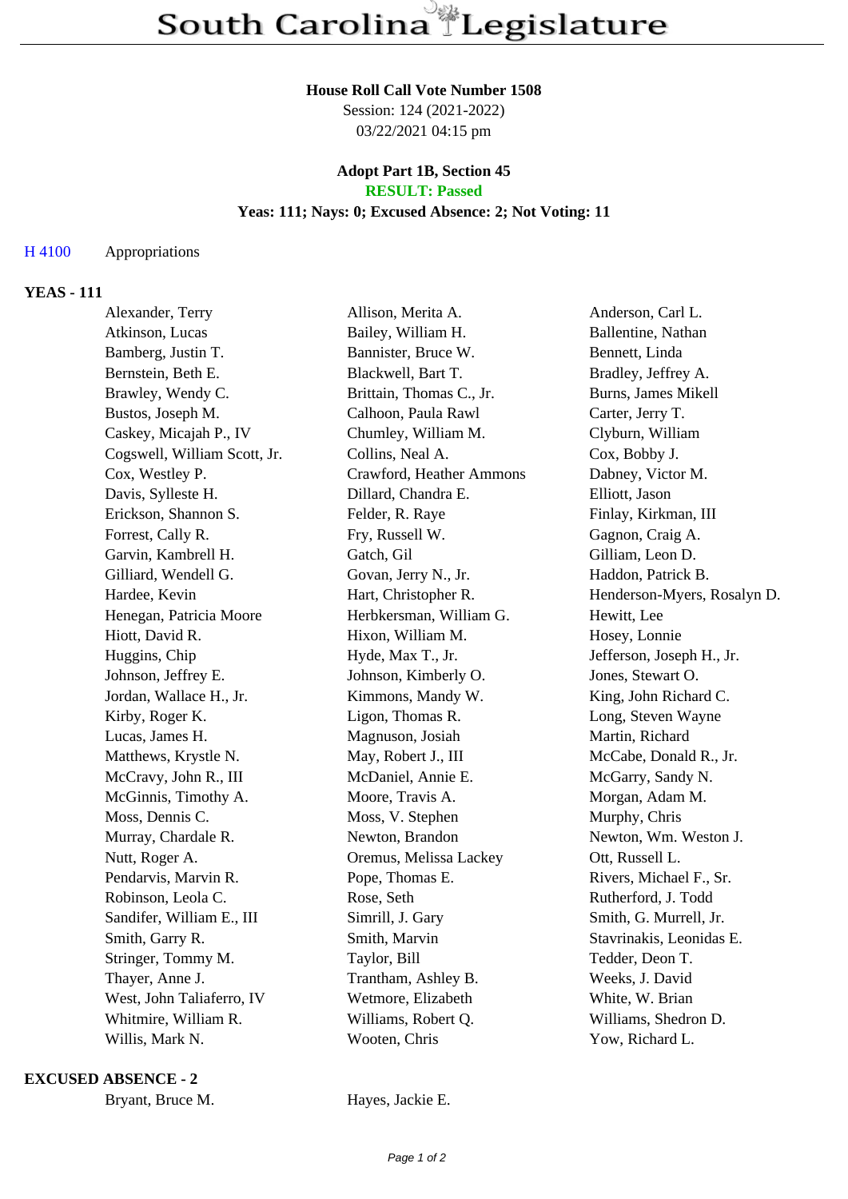# South Carolina Legislature

**House Roll Call Vote Number 1508**
Session: 124 (2021-2022)
03/22/2021 04:15 pm

**Adopt Part 1B, Section 45**
**RESULT: Passed**
**Yeas: 111; Nays: 0; Excused Absence: 2; Not Voting: 11**

H 4100 Appropriations

## YEAS - 111

| | | |
|---|---|---|
| Alexander, Terry | Allison, Merita A. | Anderson, Carl L. |
| Atkinson, Lucas | Bailey, William H. | Ballentine, Nathan |
| Bamberg, Justin T. | Bannister, Bruce W. | Bennett, Linda |
| Bernstein, Beth E. | Blackwell, Bart T. | Bradley, Jeffrey A. |
| Brawley, Wendy C. | Brittain, Thomas C., Jr. | Burns, James Mikell |
| Bustos, Joseph M. | Calhoon, Paula Rawl | Carter, Jerry T. |
| Caskey, Micajah P., IV | Chumley, William M. | Clyburn, William |
| Cogswell, William Scott, Jr. | Collins, Neal A. | Cox, Bobby J. |
| Cox, Westley P. | Crawford, Heather Ammons | Dabney, Victor M. |
| Davis, Sylleste H. | Dillard, Chandra E. | Elliott, Jason |
| Erickson, Shannon S. | Felder, R. Raye | Finlay, Kirkman, III |
| Forrest, Cally R. | Fry, Russell W. | Gagnon, Craig A. |
| Garvin, Kambrell H. | Gatch, Gil | Gilliam, Leon D. |
| Gilliard, Wendell G. | Govan, Jerry N., Jr. | Haddon, Patrick B. |
| Hardee, Kevin | Hart, Christopher R. | Henderson-Myers, Rosalyn D. |
| Henegan, Patricia Moore | Herbkersman, William G. | Hewitt, Lee |
| Hiott, David R. | Hixon, William M. | Hosey, Lonnie |
| Huggins, Chip | Hyde, Max T., Jr. | Jefferson, Joseph H., Jr. |
| Johnson, Jeffrey E. | Johnson, Kimberly O. | Jones, Stewart O. |
| Jordan, Wallace H., Jr. | Kimmons, Mandy W. | King, John Richard C. |
| Kirby, Roger K. | Ligon, Thomas R. | Long, Steven Wayne |
| Lucas, James H. | Magnuson, Josiah | Martin, Richard |
| Matthews, Krystle N. | May, Robert J., III | McCabe, Donald R., Jr. |
| McCravy, John R., III | McDaniel, Annie E. | McGarry, Sandy N. |
| McGinnis, Timothy A. | Moore, Travis A. | Morgan, Adam M. |
| Moss, Dennis C. | Moss, V. Stephen | Murphy, Chris |
| Murray, Chardale R. | Newton, Brandon | Newton, Wm. Weston J. |
| Nutt, Roger A. | Oremus, Melissa Lackey | Ott, Russell L. |
| Pendarvis, Marvin R. | Pope, Thomas E. | Rivers, Michael F., Sr. |
| Robinson, Leola C. | Rose, Seth | Rutherford, J. Todd |
| Sandifer, William E., III | Simrill, J. Gary | Smith, G. Murrell, Jr. |
| Smith, Garry R. | Smith, Marvin | Stavrinakis, Leonidas E. |
| Stringer, Tommy M. | Taylor, Bill | Tedder, Deon T. |
| Thayer, Anne J. | Trantham, Ashley B. | Weeks, J. David |
| West, John Taliaferro, IV | Wetmore, Elizabeth | White, W. Brian |
| Whitmire, William R. | Williams, Robert Q. | Williams, Shedron D. |
| Willis, Mark N. | Wooten, Chris | Yow, Richard L. |

## EXCUSED ABSENCE - 2

| | |
|---|---|
| Bryant, Bruce M. | Hayes, Jackie E. |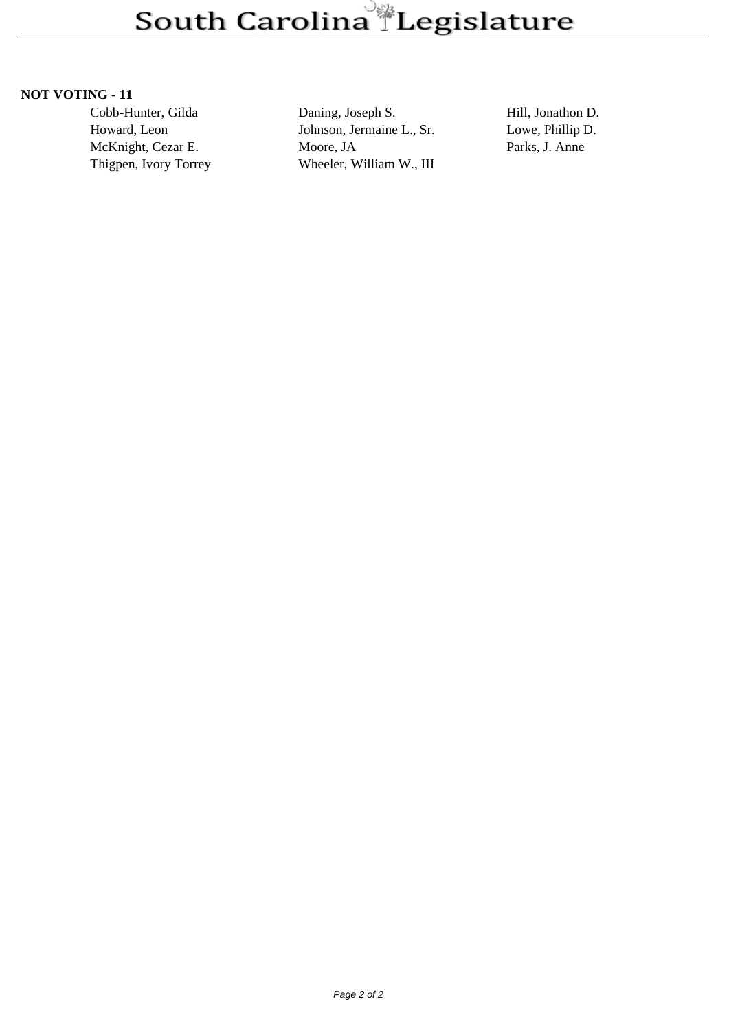**NOT VOTING - 11**

| | | |
|---|---|---|
| Cobb-Hunter, Gilda | Daning, Joseph S. | Hill, Jonathon D. |
| Howard, Leon | Johnson, Jermaine L., Sr. | Lowe, Phillip D. |
| McKnight, Cezar E. | Moore, JA | Parks, J. Anne |
| Thigpen, Ivory Torrey | Wheeler, William W., III | |